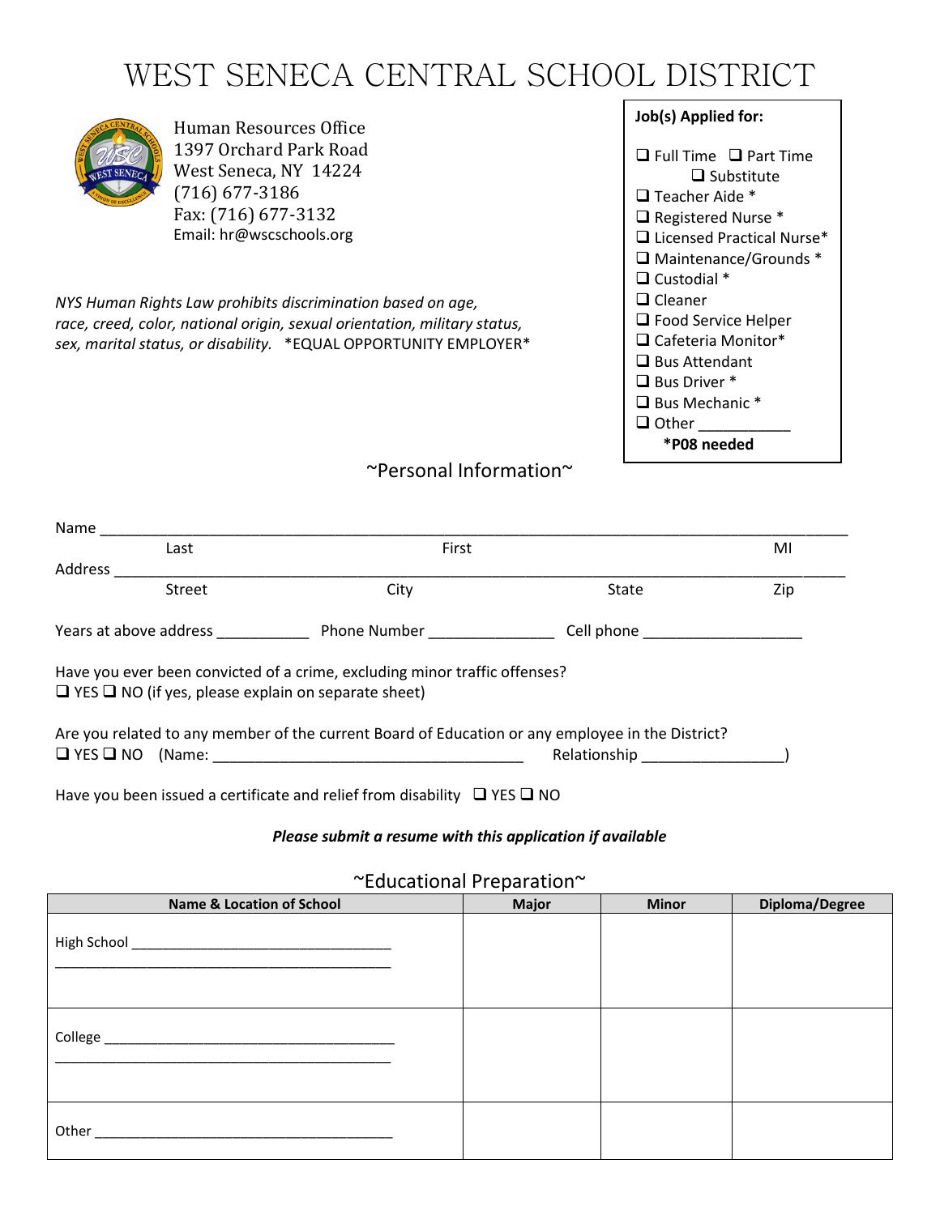# WEST SENECA CENTRAL SCHOOL DISTRICT

Human Resources Office
1397 Orchard Park Road
West Seneca, NY 14224
(716) 677-3186
Fax: (716) 677-3132
Email: hr@wscschools.org

*NYS Human Rights Law prohibits discrimination based on age, race, creed, color, national origin, sexual orientation, military status, sex, marital status, or disability.* *EQUAL OPPORTUNITY EMPLOYER*

**Job(s) Applied for:**

- ❑ Full Time ❑ Part Time ❑ Substitute
- ❑ Teacher Aide *
- ❑ Registered Nurse *
- ❑ Licensed Practical Nurse*
- ❑ Maintenance/Grounds *
- ❑ Custodial *
- ❑ Cleaner
- ❑ Food Service Helper
- ❑ Cafeteria Monitor*
- ❑ Bus Attendant
- ❑ Bus Driver *
- ❑ Bus Mechanic *
- ❑ Other ___________

**\*P08 needed**

## ~Personal Information~

Name ______________________________________________________________________________
Last First MI

Address ____________________________________________________________________________
Street City State Zip

Years at above address ___________ Phone Number _______________ Cell phone ___________________

Have you ever been convicted of a crime, excluding minor traffic offenses?
❑ YES ❑ NO (if yes, please explain on separate sheet)

Are you related to any member of the current Board of Education or any employee in the District?
❑ YES ❑ NO (Name: ______________________________________ Relationship _________________)

Have you been issued a certificate and relief from disability ❑ YES ❑ NO

***Please submit a resume with this application if available***

## ~Educational Preparation~

| Name & Location of School | Major | Minor | Diploma/Degree |
|---|---|---|---|
| High School ______________________________ ______________________________ | | | |
| College ______________________________ ______________________________ | | | |
| Other ______________________________ | | | |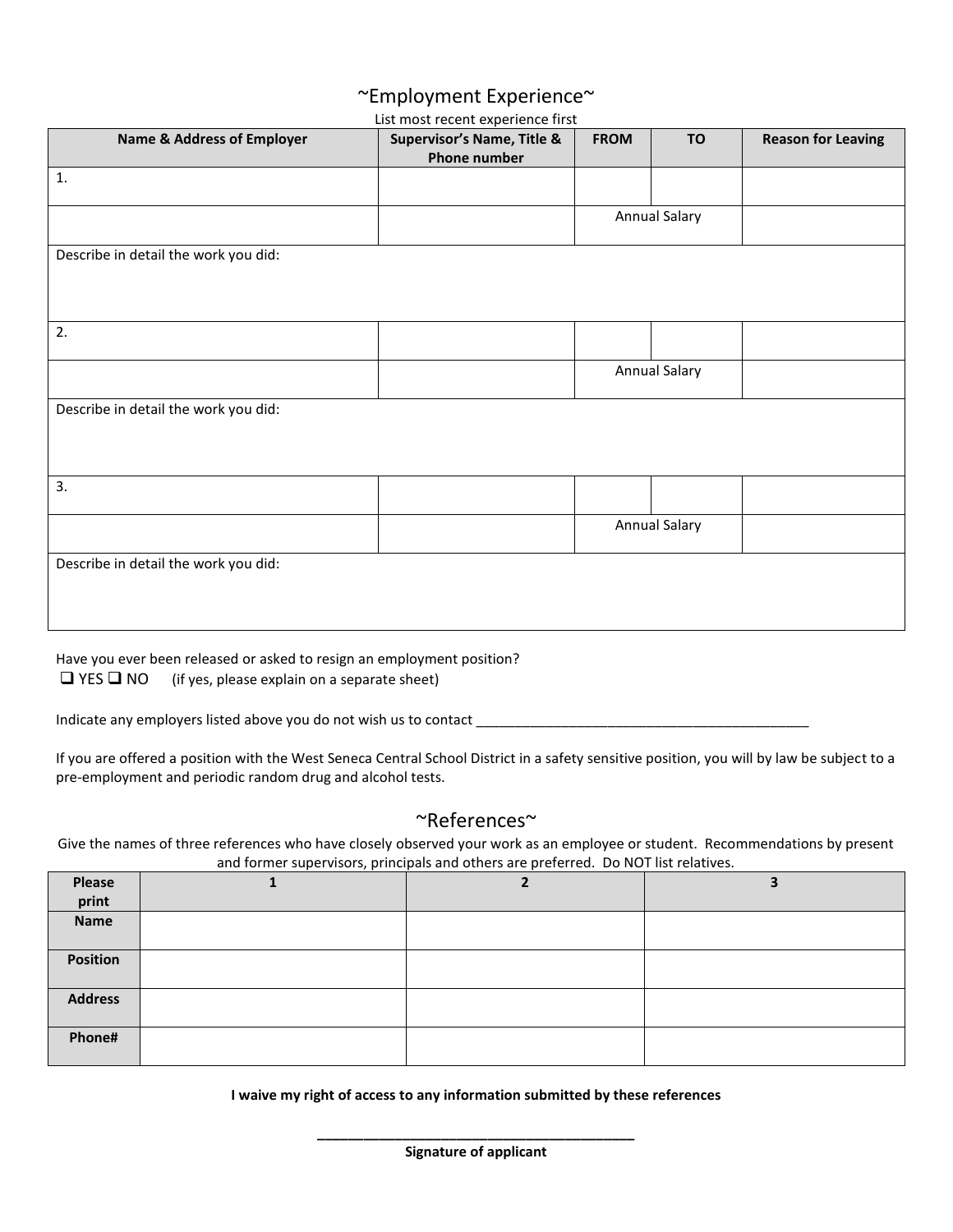## ~Employment Experience~

List most recent experience first

| Name & Address of Employer | Supervisor's Name, Title & Phone number | FROM | TO | Reason for Leaving |
|---|---|---|---|---|
| 1. | | | | |
| | | Annual Salary | | |
| Describe in detail the work you did: | | | | |
| 2. | | | | |
| | | Annual Salary | | |
| Describe in detail the work you did: | | | | |
| 3. | | | | |
| | | Annual Salary | | |
| Describe in detail the work you did: | | | | |

Have you ever been released or asked to resign an employment position?
❑ YES ❑ NO (if yes, please explain on a separate sheet)

Indicate any employers listed above you do not wish us to contact ____________________________________________

If you are offered a position with the West Seneca Central School District in a safety sensitive position, you will by law be subject to a pre-employment and periodic random drug and alcohol tests.

## ~References~

Give the names of three references who have closely observed your work as an employee or student. Recommendations by present and former supervisors, principals and others are preferred. Do NOT list relatives.

| Please print | 1 | 2 | 3 |
|---|---|---|---|
| **Name** | | | |
| **Position** | | | |
| **Address** | | | |
| **Phone#** | | | |

**I waive my right of access to any information submitted by these references**

________________________________________
**Signature of applicant**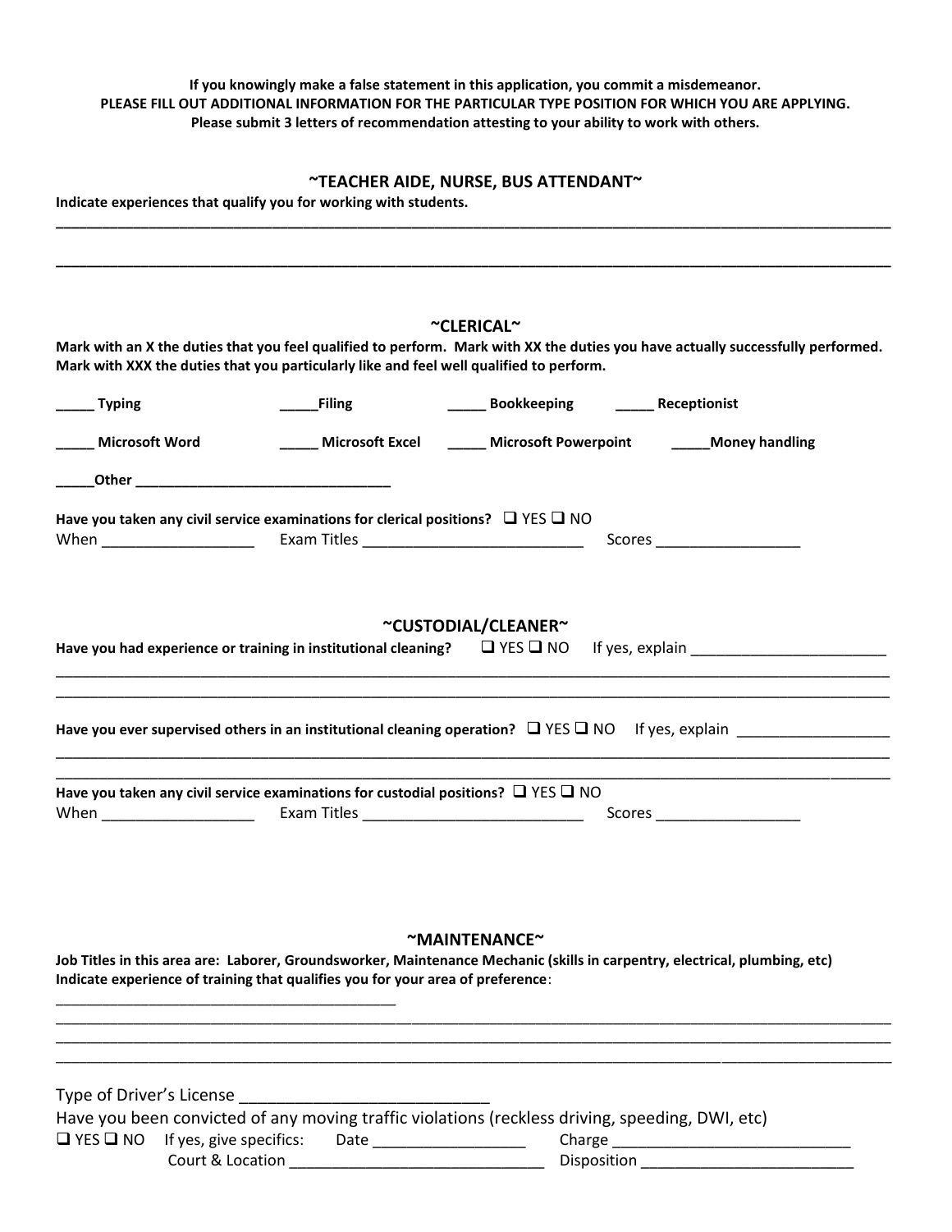**If you knowingly make a false statement in this application, you commit a misdemeanor.**
**PLEASE FILL OUT ADDITIONAL INFORMATION FOR THE PARTICULAR TYPE POSITION FOR WHICH YOU ARE APPLYING.**
**Please submit 3 letters of recommendation attesting to your ability to work with others.**

## ~TEACHER AIDE, NURSE, BUS ATTENDANT~

**Indicate experiences that qualify you for working with students.**

______________________________________________________________________________________________

______________________________________________________________________________________________

## ~CLERICAL~

**Mark with an X the duties that you feel qualified to perform. Mark with XX the duties you have actually successfully performed. Mark with XXX the duties that you particularly like and feel well qualified to perform.**

**_____ Typing** **_____Filing** **_____ Bookkeeping** **_____ Receptionist**

**_____ Microsoft Word** **_____ Microsoft Excel** **_____ Microsoft Powerpoint** **_____Money handling**

**_____Other _________________________________**

**Have you taken any civil service examinations for clerical positions?** ❑ YES ❑ NO
When __________________ Exam Titles ___________________________ Scores _________________

## ~CUSTODIAL/CLEANER~

**Have you had experience or training in institutional cleaning?** ❑ YES ❑ NO If yes, explain _______________________

______________________________________________________________________________________________

______________________________________________________________________________________________

**Have you ever supervised others in an institutional cleaning operation?** ❑ YES ❑ NO If yes, explain __________________

______________________________________________________________________________________________

______________________________________________________________________________________________

**Have you taken any civil service examinations for custodial positions?** ❑ YES ❑ NO
When __________________ Exam Titles ___________________________ Scores _________________

## ~MAINTENANCE~

**Job Titles in this area are: Laborer, Groundsworker, Maintenance Mechanic (skills in carpentry, electrical, plumbing, etc)**
**Indicate experience of training that qualifies you for your area of preference**:

__________________________________________

______________________________________________________________________________________________

______________________________________________________________________________________________

______________________________________________________________________________________________

Type of Driver's License ____________________________

Have you been convicted of any moving traffic violations (reckless driving, speeding, DWI, etc)

❑ YES ❑ NO If yes, give specifics: Date __________________ Charge ____________________________

Court & Location ______________________________ Disposition _________________________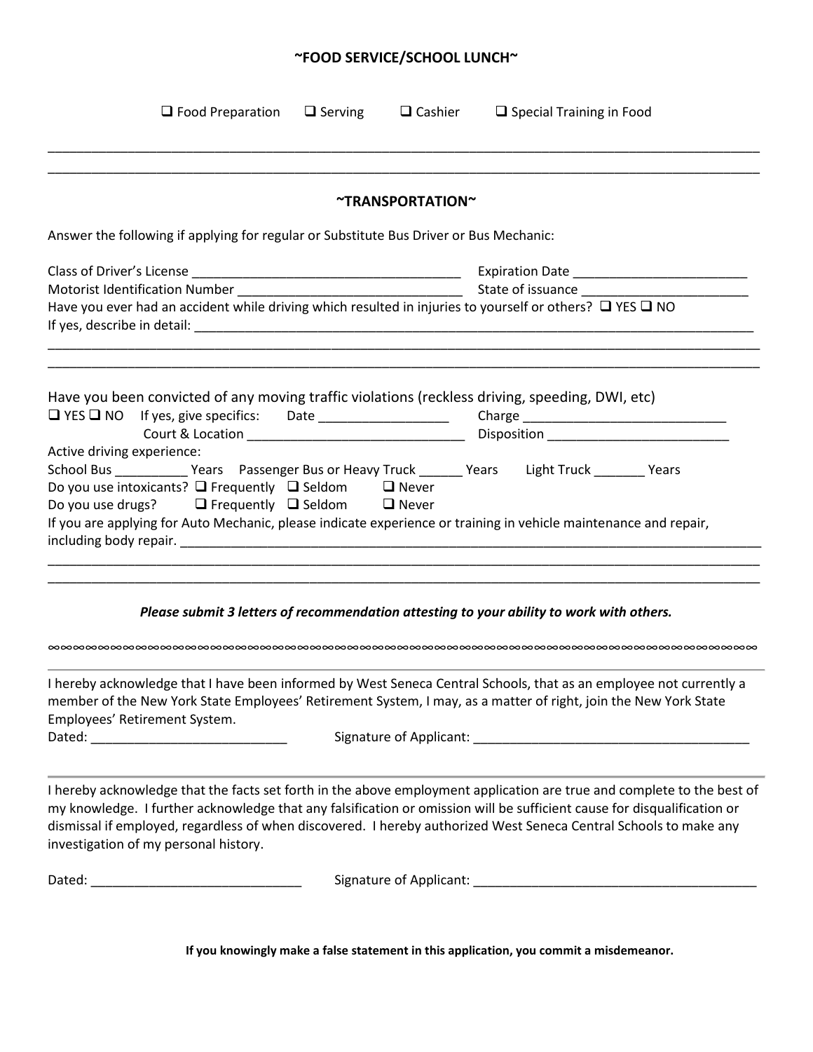## ~FOOD SERVICE/SCHOOL LUNCH~

❑ Food Preparation ❑ Serving ❑ Cashier ❑ Special Training in Food

______________________________________________________________________________________________

______________________________________________________________________________________________

## ~TRANSPORTATION~

Answer the following if applying for regular or Substitute Bus Driver or Bus Mechanic:

Class of Driver's License ____________________________________ Expiration Date ________________________

Motorist Identification Number ______________________________ State of issuance _______________________

Have you ever had an accident while driving which resulted in injuries to yourself or others? ❑ YES ❑ NO

If yes, describe in detail: ________________________________________________________________________

______________________________________________________________________________________________

______________________________________________________________________________________________

Have you been convicted of any moving traffic violations (reckless driving, speeding, DWI, etc)

❑ YES ❑ NO If yes, give specifics: Date __________________ Charge ____________________________

Court & Location ______________________________ Disposition _________________________

Active driving experience:

School Bus __________ Years Passenger Bus or Heavy Truck ______ Years Light Truck _______ Years

Do you use intoxicants? ❑ Frequently ❑ Seldom ❑ Never

Do you use drugs? ❑ Frequently ❑ Seldom ❑ Never

If you are applying for Auto Mechanic, please indicate experience or training in vehicle maintenance and repair, including body repair. ___________________________________________________________________________

______________________________________________________________________________________________

______________________________________________________________________________________________

***Please submit 3 letters of recommendation attesting to your ability to work with others.***

∞∞∞∞∞∞∞∞∞∞∞∞∞∞∞∞∞∞∞∞∞∞∞∞∞∞∞∞∞∞∞∞∞∞∞∞∞∞∞∞∞∞∞∞∞∞∞∞∞∞∞∞∞∞∞∞∞∞∞∞∞∞∞∞∞∞∞∞∞∞∞∞∞∞∞∞

---

I hereby acknowledge that I have been informed by West Seneca Central Schools, that as an employee not currently a member of the New York State Employees' Retirement System, I may, as a matter of right, join the New York State Employees' Retirement System.

Dated: ___________________________ Signature of Applicant: ______________________________________

---

I hereby acknowledge that the facts set forth in the above employment application are true and complete to the best of my knowledge. I further acknowledge that any falsification or omission will be sufficient cause for disqualification or dismissal if employed, regardless of when discovered. I hereby authorized West Seneca Central Schools to make any investigation of my personal history.

Dated: _____________________________ Signature of Applicant: ________________________________________

**If you knowingly make a false statement in this application, you commit a misdemeanor.**